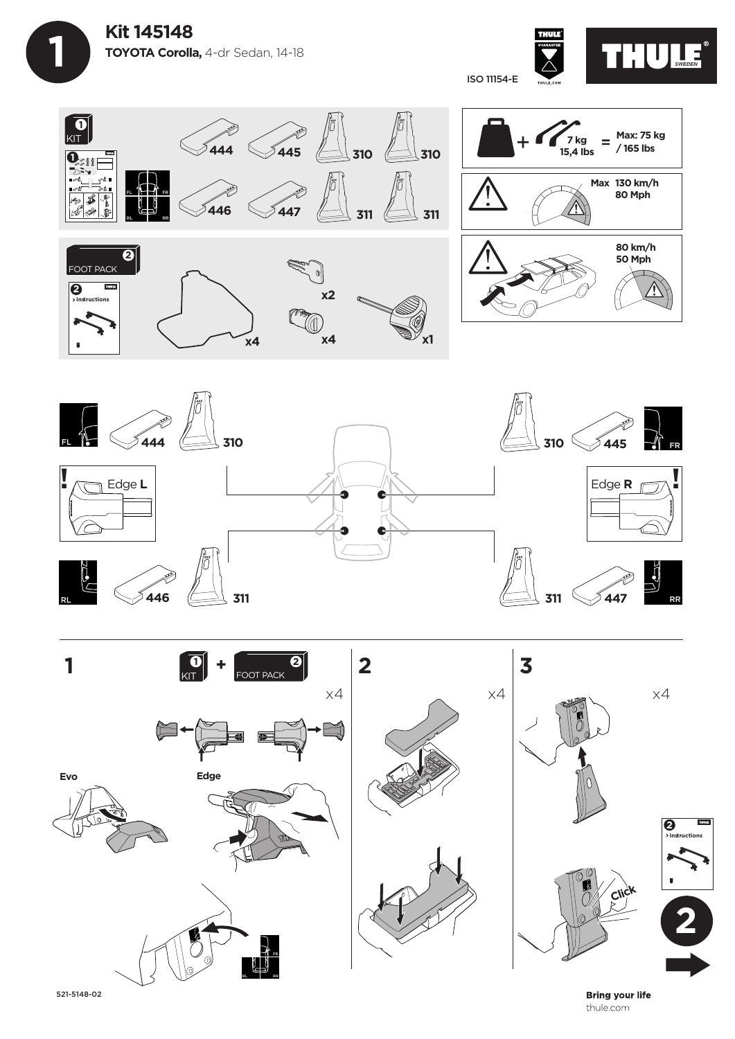# Kit 145148

**TOYOTA Corolla,** 4-dr Sedan, 14-18

ISO 11154-E

THULE

**1 KIT**

444, 445, 446, 447, 310, 310, 311, 311

FL, FR, RL, RR

**2 FOOT PACK**

> Instructions

x4, x2, x4, x1

+ 7 kg 15,4 lbs = Max: 75 kg / 165 lbs

Max 130 km/h 80 Mph

80 km/h 50 Mph

FL 444 310

FR 310 445

Edge **L**

Edge **R**

RL 446 311

RR 311 447

## 1

1 KIT + 2 FOOT PACK

x4

Evo

Edge

FL FR RL RR

## 2

x4

## 3

x4

Click

> Instructions

2

521-5148-02

**Bring your life**

thule.com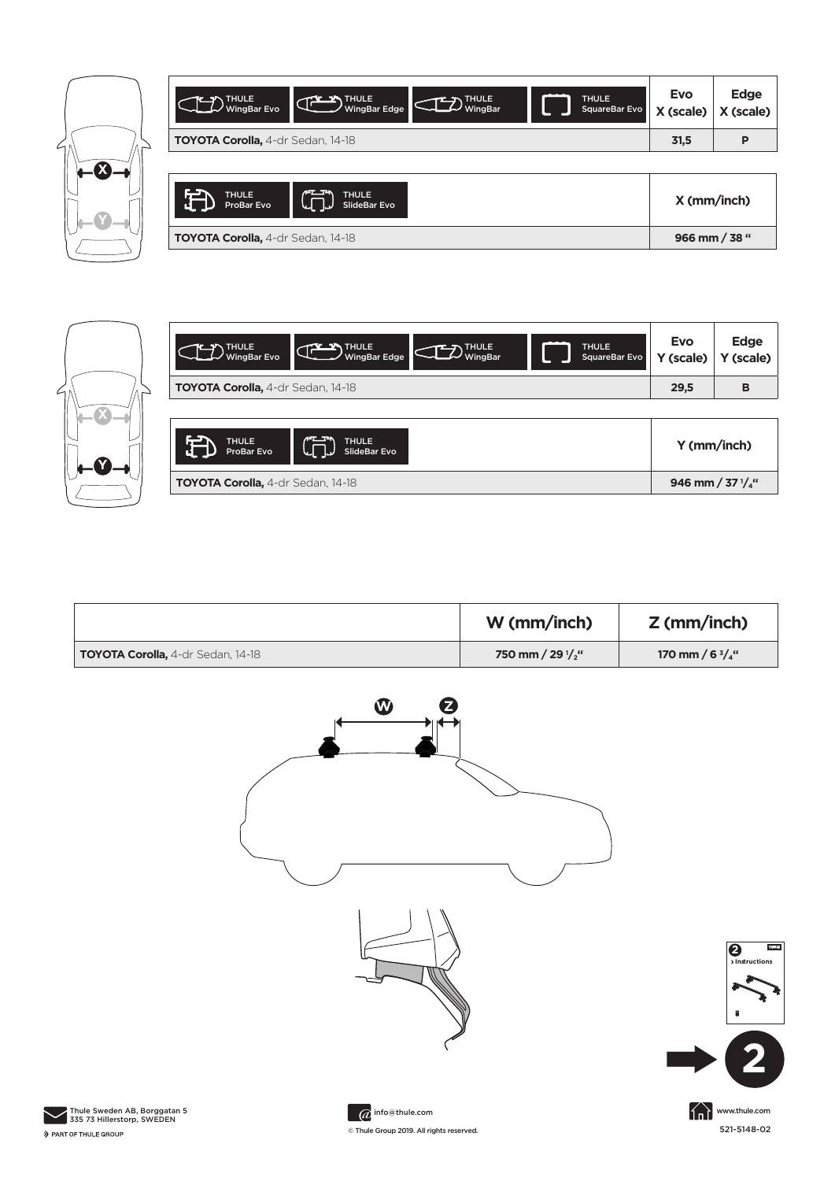| THULE WingBar Evo / THULE WingBar Edge / THULE WingBar / THULE SquareBar Evo | Evo X (scale) | Edge X (scale) |
|---|---|---|
| **TOYOTA Corolla,** 4-dr Sedan, 14-18 | 31,5 | P |

| THULE ProBar Evo / THULE SlideBar Evo | X (mm/inch) |
|---|---|
| **TOYOTA Corolla,** 4-dr Sedan, 14-18 | 966 mm / 38 " |

| THULE WingBar Evo / THULE WingBar Edge / THULE WingBar / THULE SquareBar Evo | Evo Y (scale) | Edge Y (scale) |
|---|---|---|
| **TOYOTA Corolla,** 4-dr Sedan, 14-18 | 29,5 | B |

| THULE ProBar Evo / THULE SlideBar Evo | Y (mm/inch) |
|---|---|
| **TOYOTA Corolla,** 4-dr Sedan, 14-18 | 946 mm / 37 1/4" |

| | W (mm/inch) | Z (mm/inch) |
|---|---|---|
| **TOYOTA Corolla,** 4-dr Sedan, 14-18 | 750 mm / 29 1/2" | 170 mm / 6 3/4" |

W
Z

2
> Instructions

2

Thule Sweden AB, Borggatan 5
335 73 Hillerstorp, SWEDEN
PART OF THULE GROUP

info@thule.com
© Thule Group 2019. All rights reserved.

www.thule.com
521-5148-02